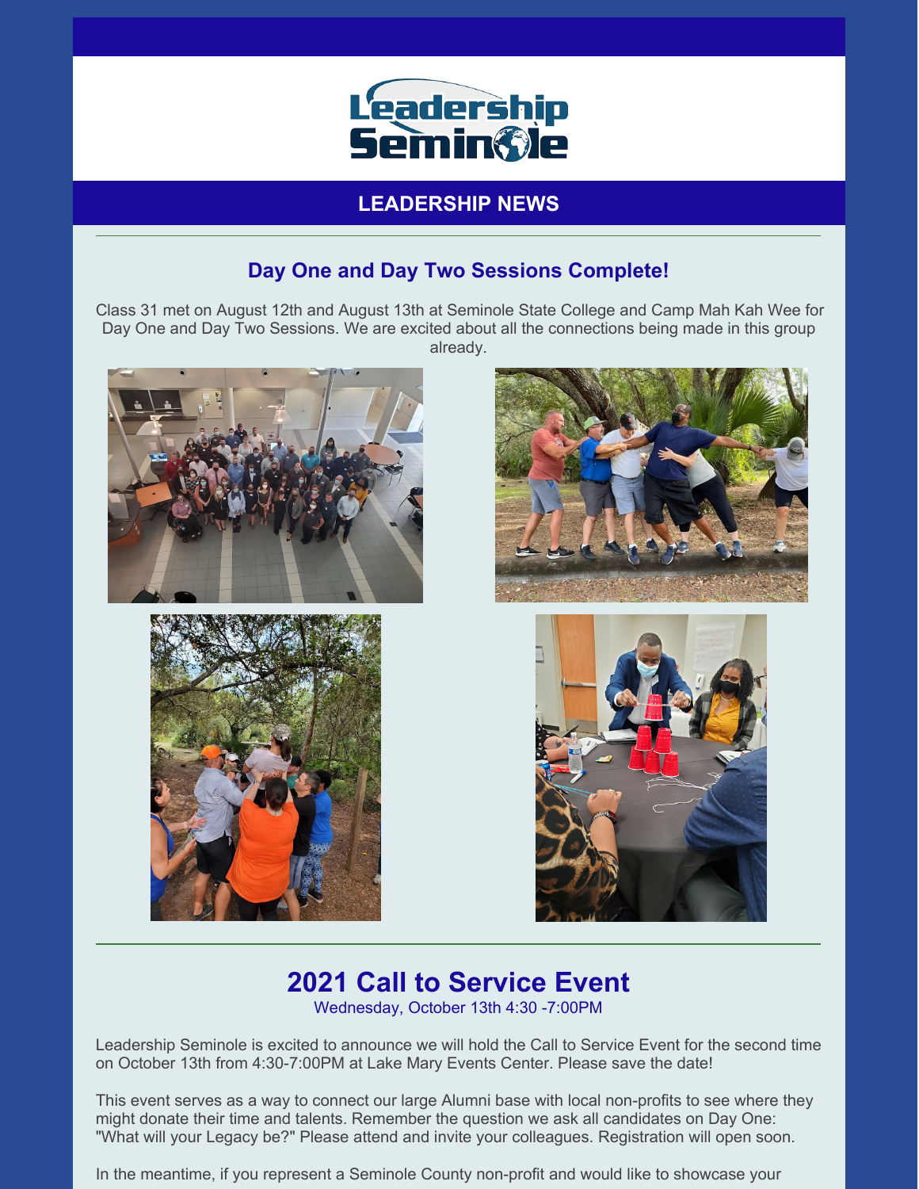Leadership Seminole

## LEADERSHIP NEWS

### Day One and Day Two Sessions Complete!

Class 31 met on August 12th and August 13th at Seminole State College and Camp Mah Kah Wee for Day One and Day Two Sessions. We are excited about all the connections being made in this group already.

## 2021 Call to Service Event

Wednesday, October 13th 4:30 -7:00PM

Leadership Seminole is excited to announce we will hold the Call to Service Event for the second time on October 13th from 4:30-7:00PM at Lake Mary Events Center. Please save the date!

This event serves as a way to connect our large Alumni base with local non-profits to see where they might donate their time and talents. Remember the question we ask all candidates on Day One: "What will your Legacy be?" Please attend and invite your colleagues. Registration will open soon.

In the meantime, if you represent a Seminole County non-profit and would like to showcase your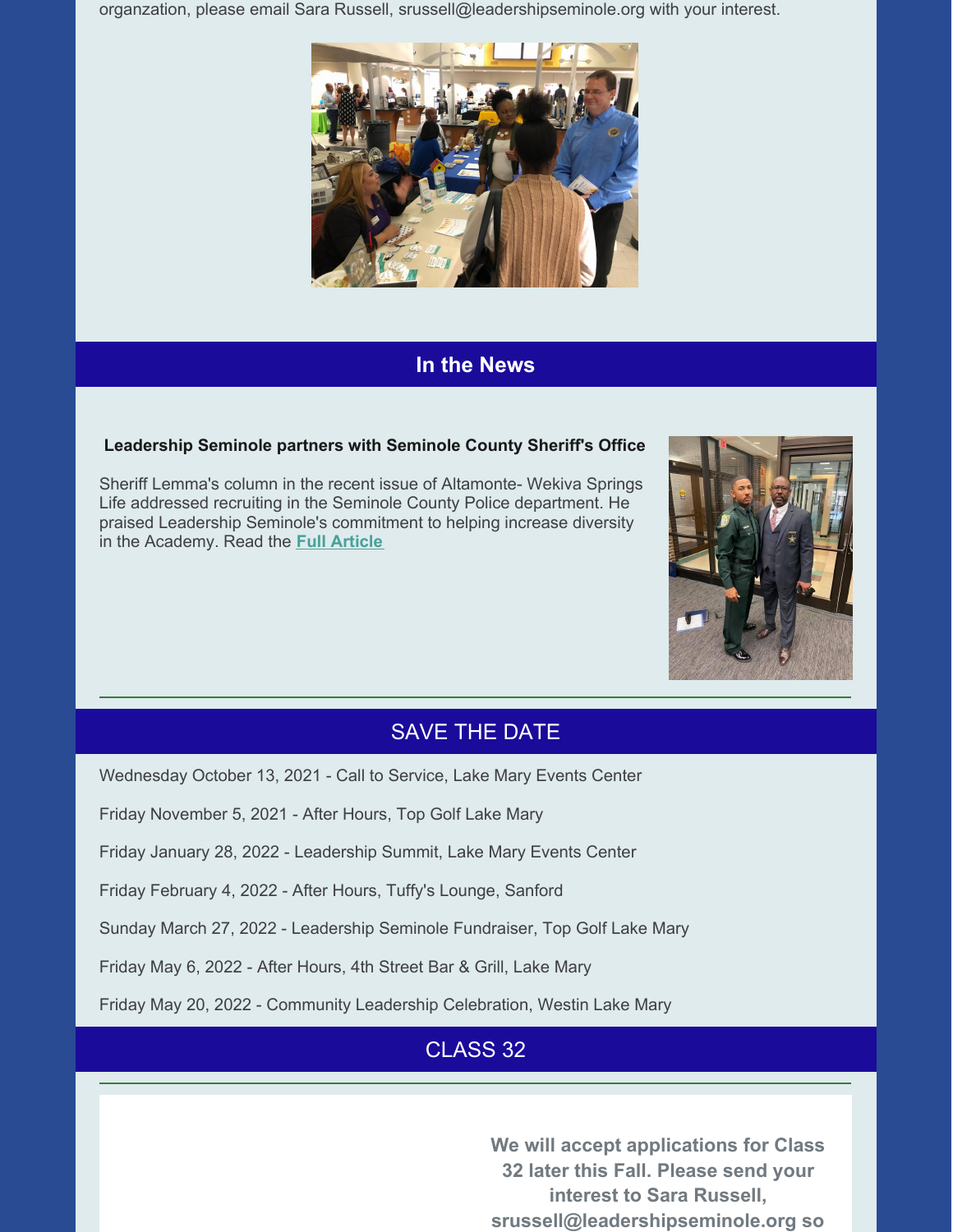organzation, please email Sara Russell, srussell@leadershipseminole.org with your interest.

## In the News

**Leadership Seminole partners with Seminole County Sheriff's Office**

Sheriff Lemma's column in the recent issue of Altamonte- Wekiva Springs Life addressed recruiting in the Seminole County Police department. He praised Leadership Seminole's commitment to helping increase diversity in the Academy. Read the **Full Article**

## SAVE THE DATE

Wednesday October 13, 2021 - Call to Service, Lake Mary Events Center

Friday November 5, 2021 - After Hours, Top Golf Lake Mary

Friday January 28, 2022 - Leadership Summit, Lake Mary Events Center

Friday February 4, 2022 - After Hours, Tuffy's Lounge, Sanford

Sunday March 27, 2022 - Leadership Seminole Fundraiser, Top Golf Lake Mary

Friday May 6, 2022 - After Hours, 4th Street Bar & Grill, Lake Mary

Friday May 20, 2022 - Community Leadership Celebration, Westin Lake Mary

## CLASS 32

**We will accept applications for Class 32 later this Fall. Please send your interest to Sara Russell, srussell@leadershipseminole.org so**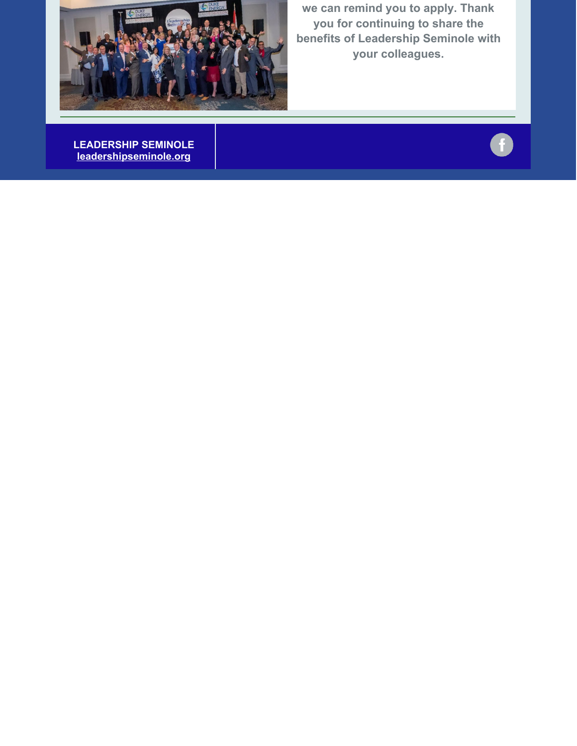we can remind you to apply. Thank you for continuing to share the benefits of Leadership Seminole with your colleagues.

**LEADERSHIP SEMINOLE**
**leadershipseminole.org**